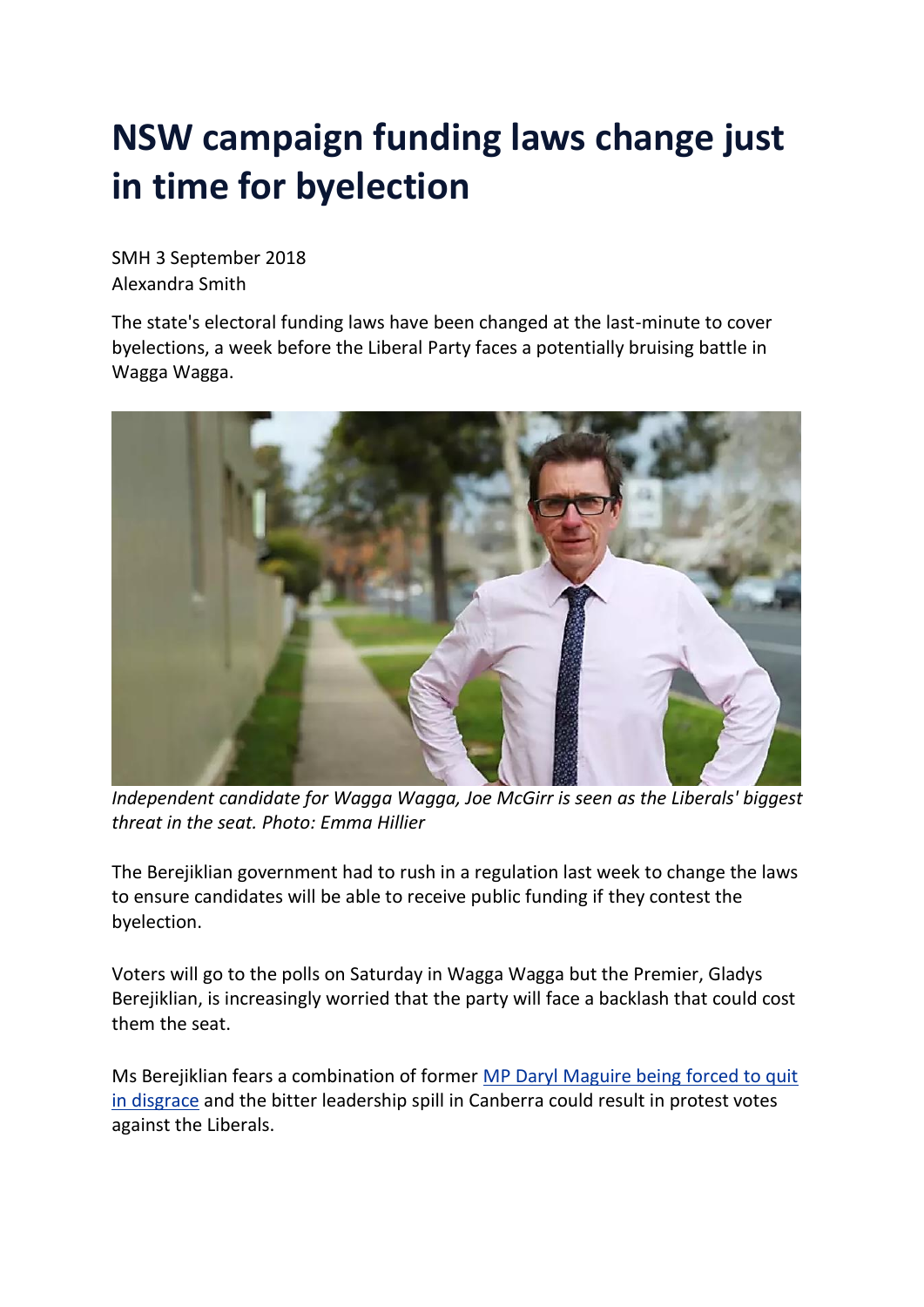# NSW campaign funding laws change just in time for byelection

SMH 3 September 2018
Alexandra Smith

The state's electoral funding laws have been changed at the last-minute to cover byelections, a week before the Liberal Party faces a potentially bruising battle in Wagga Wagga.

*Independent candidate for Wagga Wagga, Joe McGirr is seen as the Liberals' biggest threat in the seat. Photo: Emma Hillier*

The Berejiklian government had to rush in a regulation last week to change the laws to ensure candidates will be able to receive public funding if they contest the byelection.

Voters will go to the polls on Saturday in Wagga Wagga but the Premier, Gladys Berejiklian, is increasingly worried that the party will face a backlash that could cost them the seat.

Ms Berejiklian fears a combination of former MP Daryl Maguire being forced to quit in disgrace and the bitter leadership spill in Canberra could result in protest votes against the Liberals.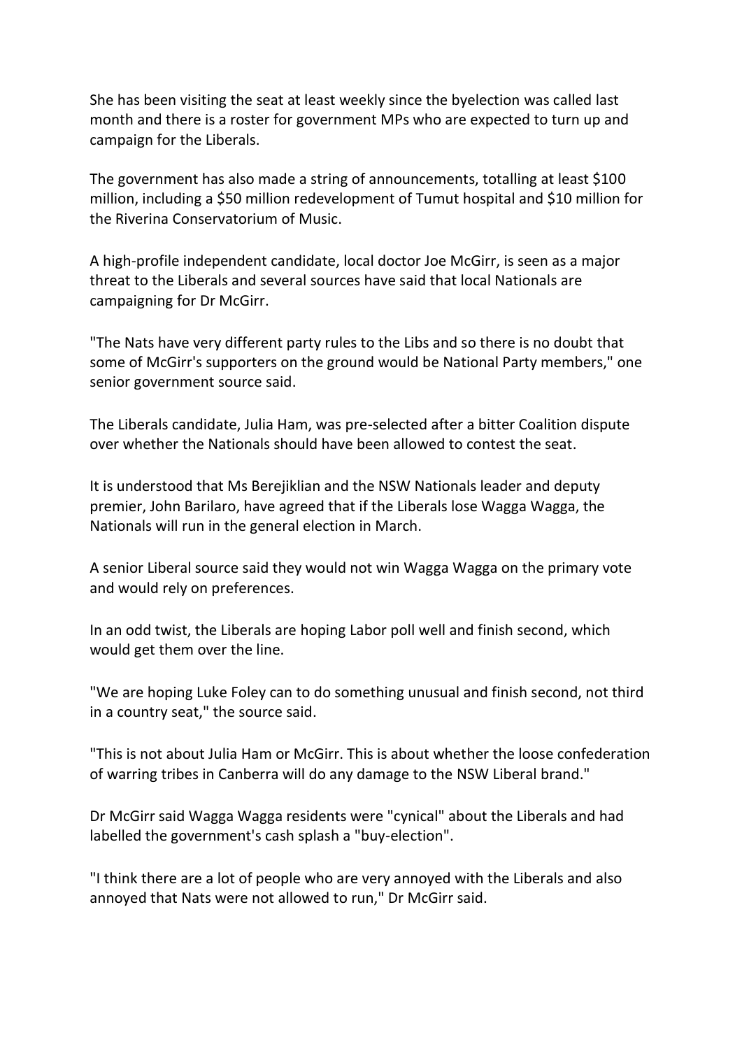She has been visiting the seat at least weekly since the byelection was called last month and there is a roster for government MPs who are expected to turn up and campaign for the Liberals.

The government has also made a string of announcements, totalling at least $100 million, including a $50 million redevelopment of Tumut hospital and $10 million for the Riverina Conservatorium of Music.

A high-profile independent candidate, local doctor Joe McGirr, is seen as a major threat to the Liberals and several sources have said that local Nationals are campaigning for Dr McGirr.

"The Nats have very different party rules to the Libs and so there is no doubt that some of McGirr's supporters on the ground would be National Party members," one senior government source said.

The Liberals candidate, Julia Ham, was pre-selected after a bitter Coalition dispute over whether the Nationals should have been allowed to contest the seat.

It is understood that Ms Berejiklian and the NSW Nationals leader and deputy premier, John Barilaro, have agreed that if the Liberals lose Wagga Wagga, the Nationals will run in the general election in March.

A senior Liberal source said they would not win Wagga Wagga on the primary vote and would rely on preferences.

In an odd twist, the Liberals are hoping Labor poll well and finish second, which would get them over the line.

"We are hoping Luke Foley can to do something unusual and finish second, not third in a country seat," the source said.

"This is not about Julia Ham or McGirr. This is about whether the loose confederation of warring tribes in Canberra will do any damage to the NSW Liberal brand."

Dr McGirr said Wagga Wagga residents were "cynical" about the Liberals and had labelled the government's cash splash a "buy-election".

"I think there are a lot of people who are very annoyed with the Liberals and also annoyed that Nats were not allowed to run," Dr McGirr said.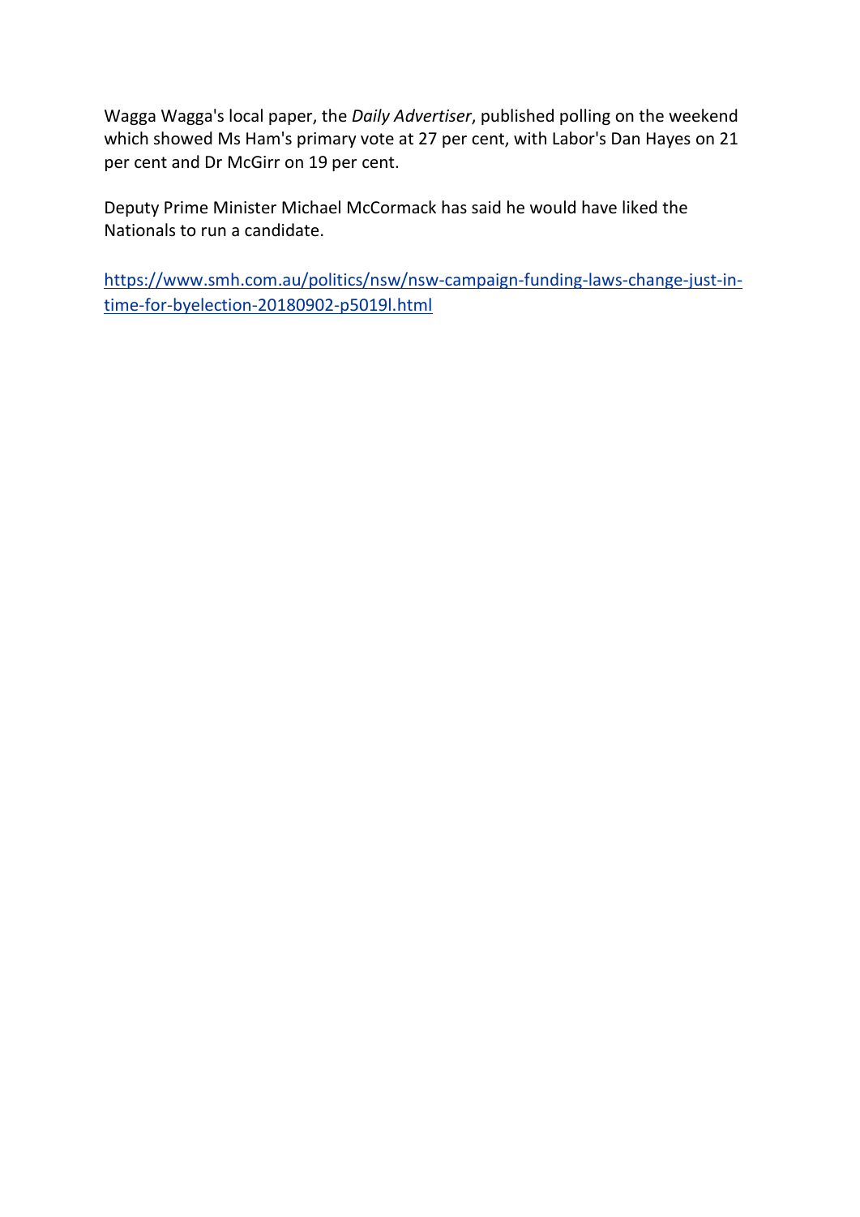Wagga Wagga's local paper, the *Daily Advertiser*, published polling on the weekend which showed Ms Ham's primary vote at 27 per cent, with Labor's Dan Hayes on 21 per cent and Dr McGirr on 19 per cent.

Deputy Prime Minister Michael McCormack has said he would have liked the Nationals to run a candidate.

https://www.smh.com.au/politics/nsw/nsw-campaign-funding-laws-change-just-in-time-for-byelection-20180902-p5019l.html